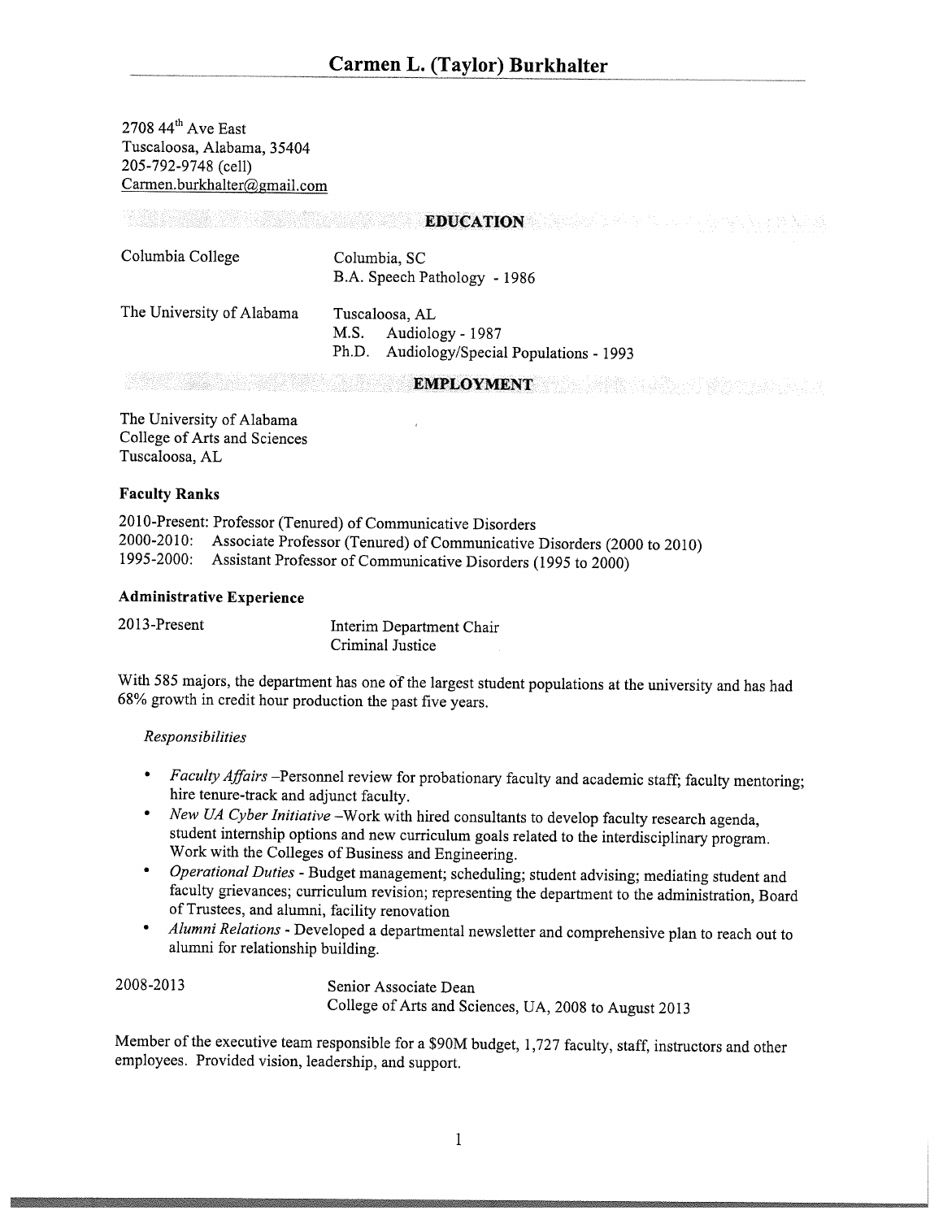# Carmen L. (Taylor) Burkhalter

2708 44th Ave East
Tuscaloosa, Alabama, 35404
205-792-9748 (cell)
Carmen.burkhalter@gmail.com

## EDUCATION

Columbia College — Columbia, SC
B.A. Speech Pathology - 1986

The University of Alabama — Tuscaloosa, AL
M.S. Audiology - 1987
Ph.D. Audiology/Special Populations - 1993

## EMPLOYMENT

The University of Alabama
College of Arts and Sciences
Tuscaloosa, AL

### Faculty Ranks

2010-Present: Professor (Tenured) of Communicative Disorders
2000-2010: Associate Professor (Tenured) of Communicative Disorders (2000 to 2010)
1995-2000: Assistant Professor of Communicative Disorders (1995 to 2000)

### Administrative Experience

2013-Present — Interim Department Chair
Criminal Justice

With 585 majors, the department has one of the largest student populations at the university and has had 68% growth in credit hour production the past five years.

*Responsibilities*

- *Faculty Affairs* –Personnel review for probationary faculty and academic staff; faculty mentoring; hire tenure-track and adjunct faculty.
- *New UA Cyber Initiative* –Work with hired consultants to develop faculty research agenda, student internship options and new curriculum goals related to the interdisciplinary program. Work with the Colleges of Business and Engineering.
- *Operational Duties* - Budget management; scheduling; student advising; mediating student and faculty grievances; curriculum revision; representing the department to the administration, Board of Trustees, and alumni, facility renovation
- *Alumni Relations* - Developed a departmental newsletter and comprehensive plan to reach out to alumni for relationship building.

2008-2013 — Senior Associate Dean
College of Arts and Sciences, UA, 2008 to August 2013

Member of the executive team responsible for a $90M budget, 1,727 faculty, staff, instructors and other employees. Provided vision, leadership, and support.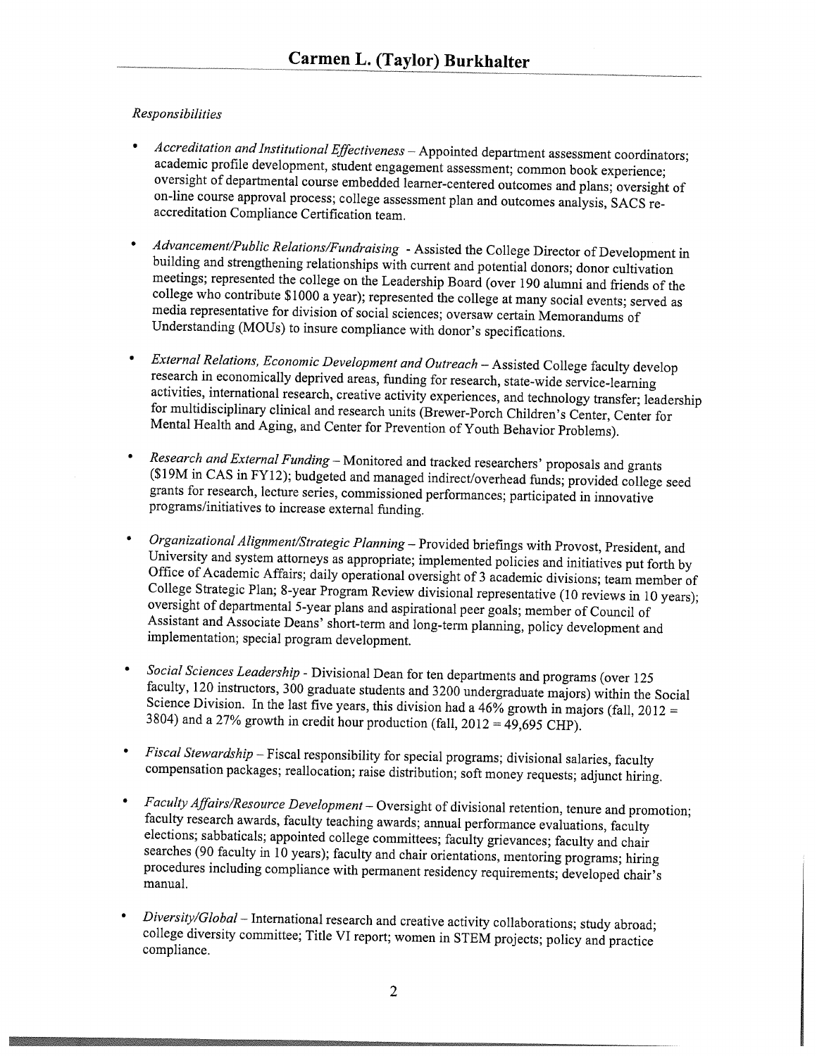*Responsibilities*

- *Accreditation and Institutional Effectiveness* – Appointed department assessment coordinators; academic profile development, student engagement assessment; common book experience; oversight of departmental course embedded learner-centered outcomes and plans; oversight of on-line course approval process; college assessment plan and outcomes analysis, SACS re-accreditation Compliance Certification team.

- *Advancement/Public Relations/Fundraising* - Assisted the College Director of Development in building and strengthening relationships with current and potential donors; donor cultivation meetings; represented the college on the Leadership Board (over 190 alumni and friends of the college who contribute $1000 a year); represented the college at many social events; served as media representative for division of social sciences; oversaw certain Memorandums of Understanding (MOUs) to insure compliance with donor's specifications.

- *External Relations, Economic Development and Outreach* – Assisted College faculty develop research in economically deprived areas, funding for research, state-wide service-learning activities, international research, creative activity experiences, and technology transfer; leadership for multidisciplinary clinical and research units (Brewer-Porch Children's Center, Center for Mental Health and Aging, and Center for Prevention of Youth Behavior Problems).

- *Research and External Funding* – Monitored and tracked researchers' proposals and grants ($19M in CAS in FY12); budgeted and managed indirect/overhead funds; provided college seed grants for research, lecture series, commissioned performances; participated in innovative programs/initiatives to increase external funding.

- *Organizational Alignment/Strategic Planning* – Provided briefings with Provost, President, and University and system attorneys as appropriate; implemented policies and initiatives put forth by Office of Academic Affairs; daily operational oversight of 3 academic divisions; team member of College Strategic Plan; 8-year Program Review divisional representative (10 reviews in 10 years); oversight of departmental 5-year plans and aspirational peer goals; member of Council of Assistant and Associate Deans' short-term and long-term planning, policy development and implementation; special program development.

- *Social Sciences Leadership* - Divisional Dean for ten departments and programs (over 125 faculty, 120 instructors, 300 graduate students and 3200 undergraduate majors) within the Social Science Division. In the last five years, this division had a 46% growth in majors (fall, 2012 = 3804) and a 27% growth in credit hour production (fall, 2012 = 49,695 CHP).

- *Fiscal Stewardship* – Fiscal responsibility for special programs; divisional salaries, faculty compensation packages; reallocation; raise distribution; soft money requests; adjunct hiring.

- *Faculty Affairs/Resource Development* – Oversight of divisional retention, tenure and promotion; faculty research awards, faculty teaching awards; annual performance evaluations, faculty elections; sabbaticals; appointed college committees; faculty grievances; faculty and chair searches (90 faculty in 10 years); faculty and chair orientations, mentoring programs; hiring procedures including compliance with permanent residency requirements; developed chair's manual.

- *Diversity/Global* – International research and creative activity collaborations; study abroad; college diversity committee; Title VI report; women in STEM projects; policy and practice compliance.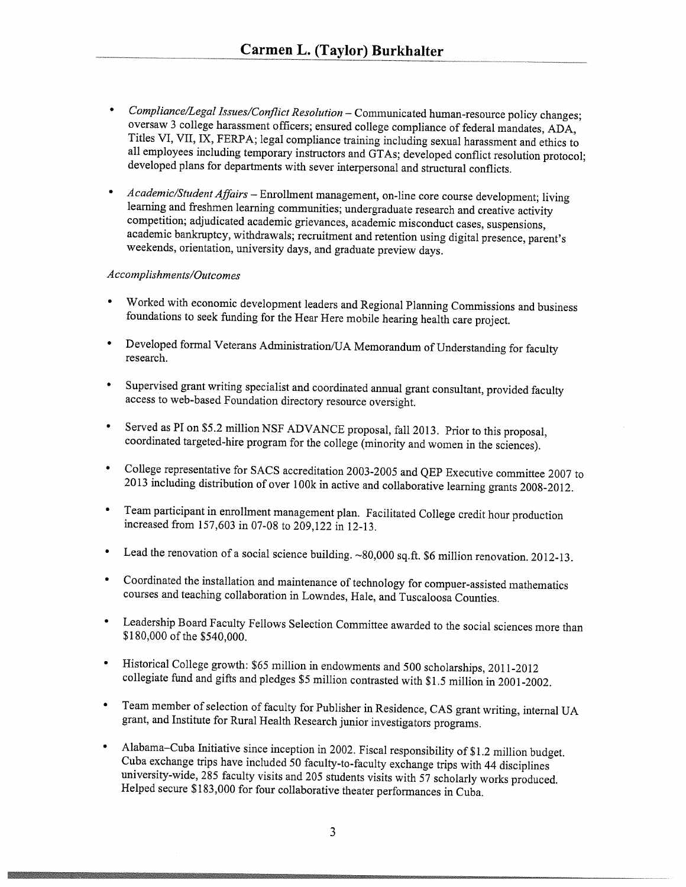- *Compliance/Legal Issues/Conflict Resolution* – Communicated human-resource policy changes; oversaw 3 college harassment officers; ensured college compliance of federal mandates, ADA, Titles VI, VII, IX, FERPA; legal compliance training including sexual harassment and ethics to all employees including temporary instructors and GTAs; developed conflict resolution protocol; developed plans for departments with sever interpersonal and structural conflicts.

- *Academic/Student Affairs* – Enrollment management, on-line core course development; living learning and freshmen learning communities; undergraduate research and creative activity competition; adjudicated academic grievances, academic misconduct cases, suspensions, academic bankruptcy, withdrawals; recruitment and retention using digital presence, parent's weekends, orientation, university days, and graduate preview days.

*Accomplishments/Outcomes*

- Worked with economic development leaders and Regional Planning Commissions and business foundations to seek funding for the Hear Here mobile hearing health care project.

- Developed formal Veterans Administration/UA Memorandum of Understanding for faculty research.

- Supervised grant writing specialist and coordinated annual grant consultant, provided faculty access to web-based Foundation directory resource oversight.

- Served as PI on $5.2 million NSF ADVANCE proposal, fall 2013. Prior to this proposal, coordinated targeted-hire program for the college (minority and women in the sciences).

- College representative for SACS accreditation 2003-2005 and QEP Executive committee 2007 to 2013 including distribution of over 100k in active and collaborative learning grants 2008-2012.

- Team participant in enrollment management plan. Facilitated College credit hour production increased from 157,603 in 07-08 to 209,122 in 12-13.

- Lead the renovation of a social science building. ~80,000 sq.ft. $6 million renovation. 2012-13.

- Coordinated the installation and maintenance of technology for compuer-assisted mathematics courses and teaching collaboration in Lowndes, Hale, and Tuscaloosa Counties.

- Leadership Board Faculty Fellows Selection Committee awarded to the social sciences more than $180,000 of the $540,000.

- Historical College growth: $65 million in endowments and 500 scholarships, 2011-2012 collegiate fund and gifts and pledges $5 million contrasted with $1.5 million in 2001-2002.

- Team member of selection of faculty for Publisher in Residence, CAS grant writing, internal UA grant, and Institute for Rural Health Research junior investigators programs.

- Alabama–Cuba Initiative since inception in 2002. Fiscal responsibility of $1.2 million budget. Cuba exchange trips have included 50 faculty-to-faculty exchange trips with 44 disciplines university-wide, 285 faculty visits and 205 students visits with 57 scholarly works produced. Helped secure $183,000 for four collaborative theater performances in Cuba.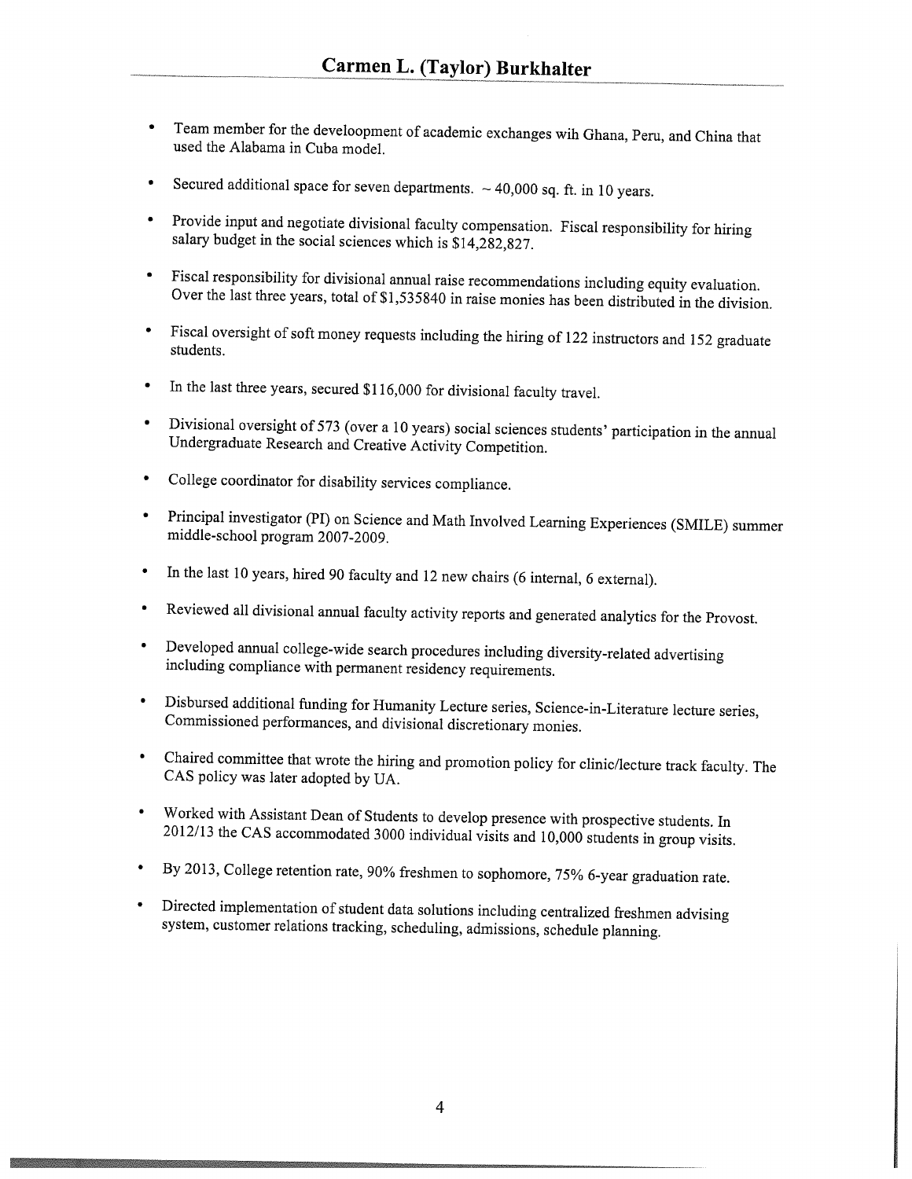- Team member for the develoopment of academic exchanges wih Ghana, Peru, and China that used the Alabama in Cuba model.
- Secured additional space for seven departments. ~ 40,000 sq. ft. in 10 years.
- Provide input and negotiate divisional faculty compensation. Fiscal responsibility for hiring salary budget in the social sciences which is $14,282,827.
- Fiscal responsibility for divisional annual raise recommendations including equity evaluation. Over the last three years, total of $1,535840 in raise monies has been distributed in the division.
- Fiscal oversight of soft money requests including the hiring of 122 instructors and 152 graduate students.
- In the last three years, secured $116,000 for divisional faculty travel.
- Divisional oversight of 573 (over a 10 years) social sciences students' participation in the annual Undergraduate Research and Creative Activity Competition.
- College coordinator for disability services compliance.
- Principal investigator (PI) on Science and Math Involved Learning Experiences (SMILE) summer middle-school program 2007-2009.
- In the last 10 years, hired 90 faculty and 12 new chairs (6 internal, 6 external).
- Reviewed all divisional annual faculty activity reports and generated analytics for the Provost.
- Developed annual college-wide search procedures including diversity-related advertising including compliance with permanent residency requirements.
- Disbursed additional funding for Humanity Lecture series, Science-in-Literature lecture series, Commissioned performances, and divisional discretionary monies.
- Chaired committee that wrote the hiring and promotion policy for clinic/lecture track faculty. The CAS policy was later adopted by UA.
- Worked with Assistant Dean of Students to develop presence with prospective students. In 2012/13 the CAS accommodated 3000 individual visits and 10,000 students in group visits.
- By 2013, College retention rate, 90% freshmen to sophomore, 75% 6-year graduation rate.
- Directed implementation of student data solutions including centralized freshmen advising system, customer relations tracking, scheduling, admissions, schedule planning.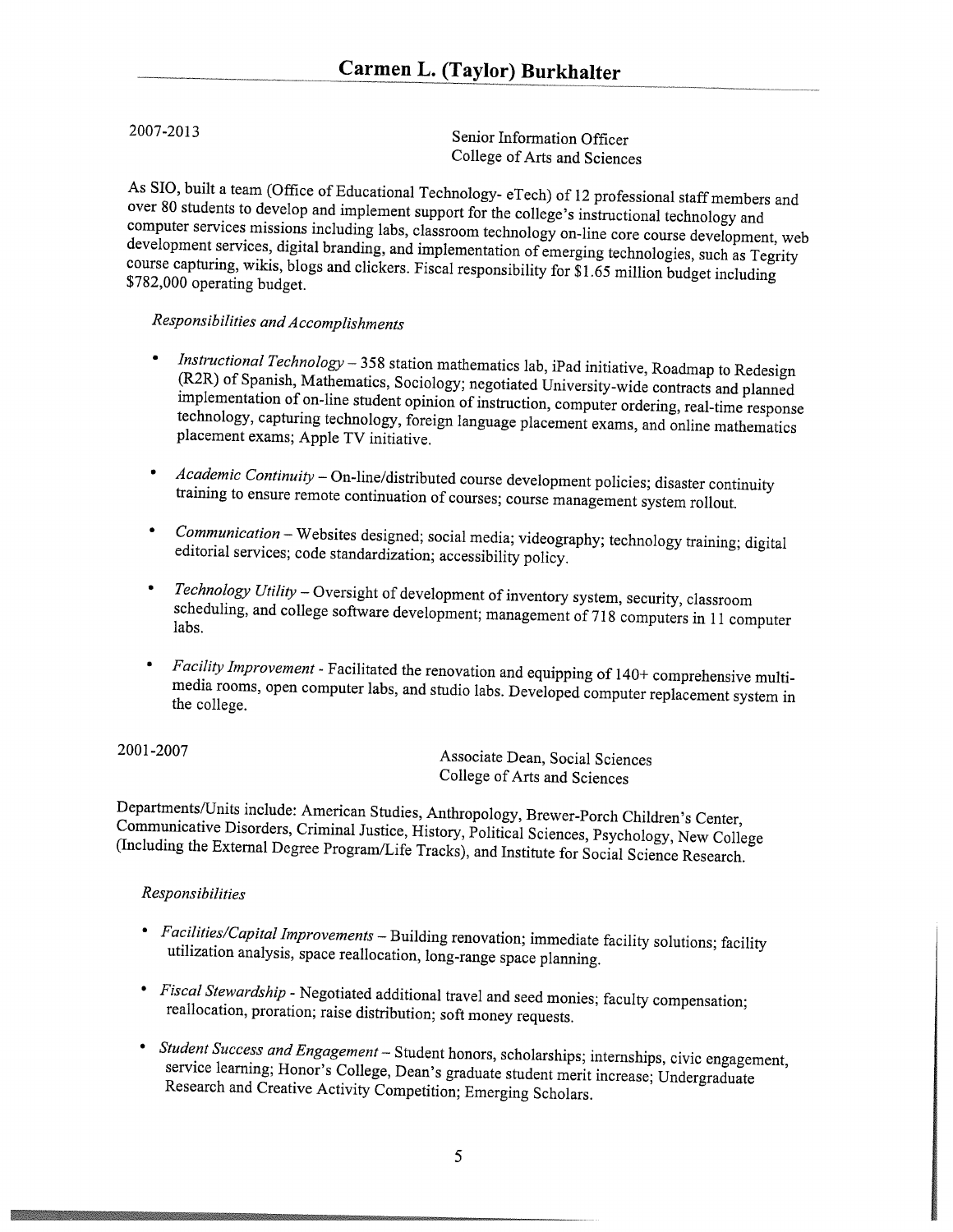2007-2013

Senior Information Officer
College of Arts and Sciences

As SIO, built a team (Office of Educational Technology- eTech) of 12 professional staff members and over 80 students to develop and implement support for the college's instructional technology and computer services missions including labs, classroom technology on-line core course development, web development services, digital branding, and implementation of emerging technologies, such as Tegrity course capturing, wikis, blogs and clickers. Fiscal responsibility for $1.65 million budget including $782,000 operating budget.

*Responsibilities and Accomplishments*

- *Instructional Technology* – 358 station mathematics lab, iPad initiative, Roadmap to Redesign (R2R) of Spanish, Mathematics, Sociology; negotiated University-wide contracts and planned implementation of on-line student opinion of instruction, computer ordering, real-time response technology, capturing technology, foreign language placement exams, and online mathematics placement exams; Apple TV initiative.

- *Academic Continuity* – On-line/distributed course development policies; disaster continuity training to ensure remote continuation of courses; course management system rollout.

- *Communication* – Websites designed; social media; videography; technology training; digital editorial services; code standardization; accessibility policy.

- *Technology Utility* – Oversight of development of inventory system, security, classroom scheduling, and college software development; management of 718 computers in 11 computer labs.

- *Facility Improvement* - Facilitated the renovation and equipping of 140+ comprehensive multi-media rooms, open computer labs, and studio labs. Developed computer replacement system in the college.

2001-2007

Associate Dean, Social Sciences
College of Arts and Sciences

Departments/Units include: American Studies, Anthropology, Brewer-Porch Children's Center, Communicative Disorders, Criminal Justice, History, Political Sciences, Psychology, New College (Including the External Degree Program/Life Tracks), and Institute for Social Science Research.

*Responsibilities*

- *Facilities/Capital Improvements* – Building renovation; immediate facility solutions; facility utilization analysis, space reallocation, long-range space planning.

- *Fiscal Stewardship* - Negotiated additional travel and seed monies; faculty compensation; reallocation, proration; raise distribution; soft money requests.

- *Student Success and Engagement* – Student honors, scholarships; internships, civic engagement, service learning; Honor's College, Dean's graduate student merit increase; Undergraduate Research and Creative Activity Competition; Emerging Scholars.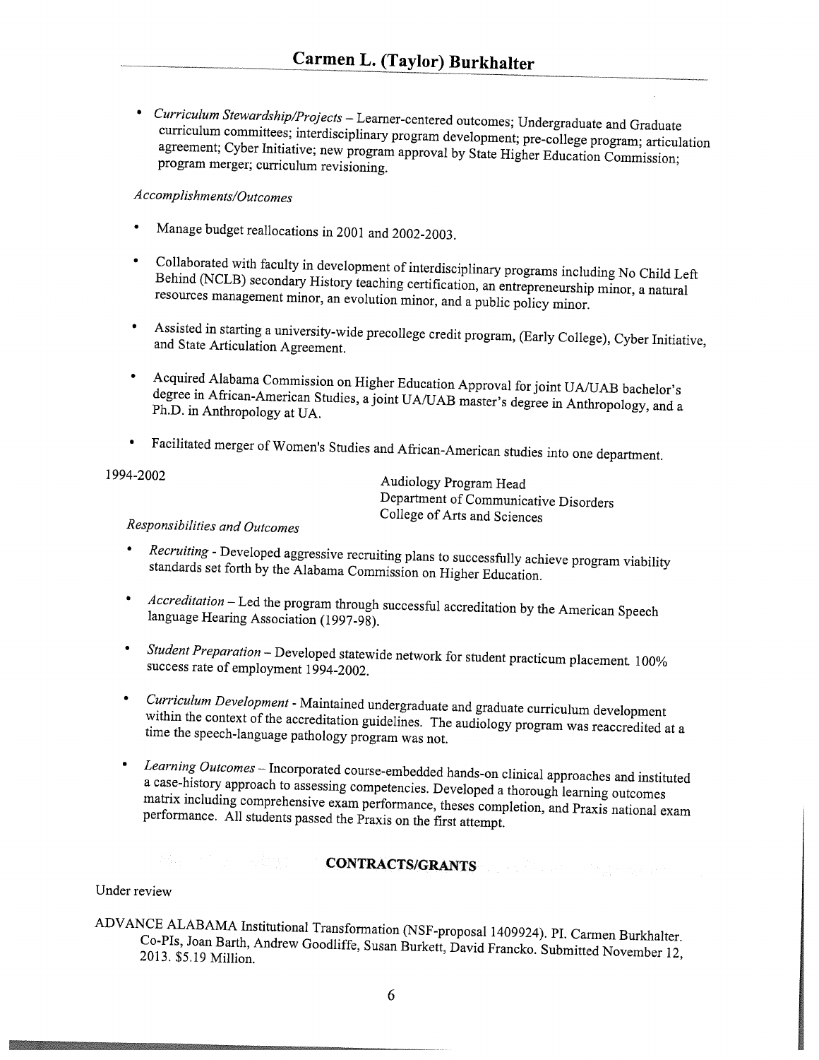- *Curriculum Stewardship/Projects* – Learner-centered outcomes; Undergraduate and Graduate curriculum committees; interdisciplinary program development; pre-college program; articulation agreement; Cyber Initiative; new program approval by State Higher Education Commission; program merger; curriculum revisioning.

*Accomplishments/Outcomes*

- Manage budget reallocations in 2001 and 2002-2003.
- Collaborated with faculty in development of interdisciplinary programs including No Child Left Behind (NCLB) secondary History teaching certification, an entrepreneurship minor, a natural resources management minor, an evolution minor, and a public policy minor.
- Assisted in starting a university-wide precollege credit program, (Early College), Cyber Initiative, and State Articulation Agreement.
- Acquired Alabama Commission on Higher Education Approval for joint UA/UAB bachelor's degree in African-American Studies, a joint UA/UAB master's degree in Anthropology, and a Ph.D. in Anthropology at UA.
- Facilitated merger of Women's Studies and African-American studies into one department.

1994-2002

Audiology Program Head
Department of Communicative Disorders
College of Arts and Sciences

*Responsibilities and Outcomes*

- *Recruiting* - Developed aggressive recruiting plans to successfully achieve program viability standards set forth by the Alabama Commission on Higher Education.
- *Accreditation* – Led the program through successful accreditation by the American Speech language Hearing Association (1997-98).
- *Student Preparation* – Developed statewide network for student practicum placement. 100% success rate of employment 1994-2002.
- *Curriculum Development* - Maintained undergraduate and graduate curriculum development within the context of the accreditation guidelines. The audiology program was reaccredited at a time the speech-language pathology program was not.
- *Learning Outcomes* – Incorporated course-embedded hands-on clinical approaches and instituted a case-history approach to assessing competencies. Developed a thorough learning outcomes matrix including comprehensive exam performance, theses completion, and Praxis national exam performance. All students passed the Praxis on the first attempt.

## CONTRACTS/GRANTS

Under review

ADVANCE ALABAMA Institutional Transformation (NSF-proposal 1409924). PI. Carmen Burkhalter. Co-PIs, Joan Barth, Andrew Goodliffe, Susan Burkett, David Francko. Submitted November 12, 2013. $5.19 Million.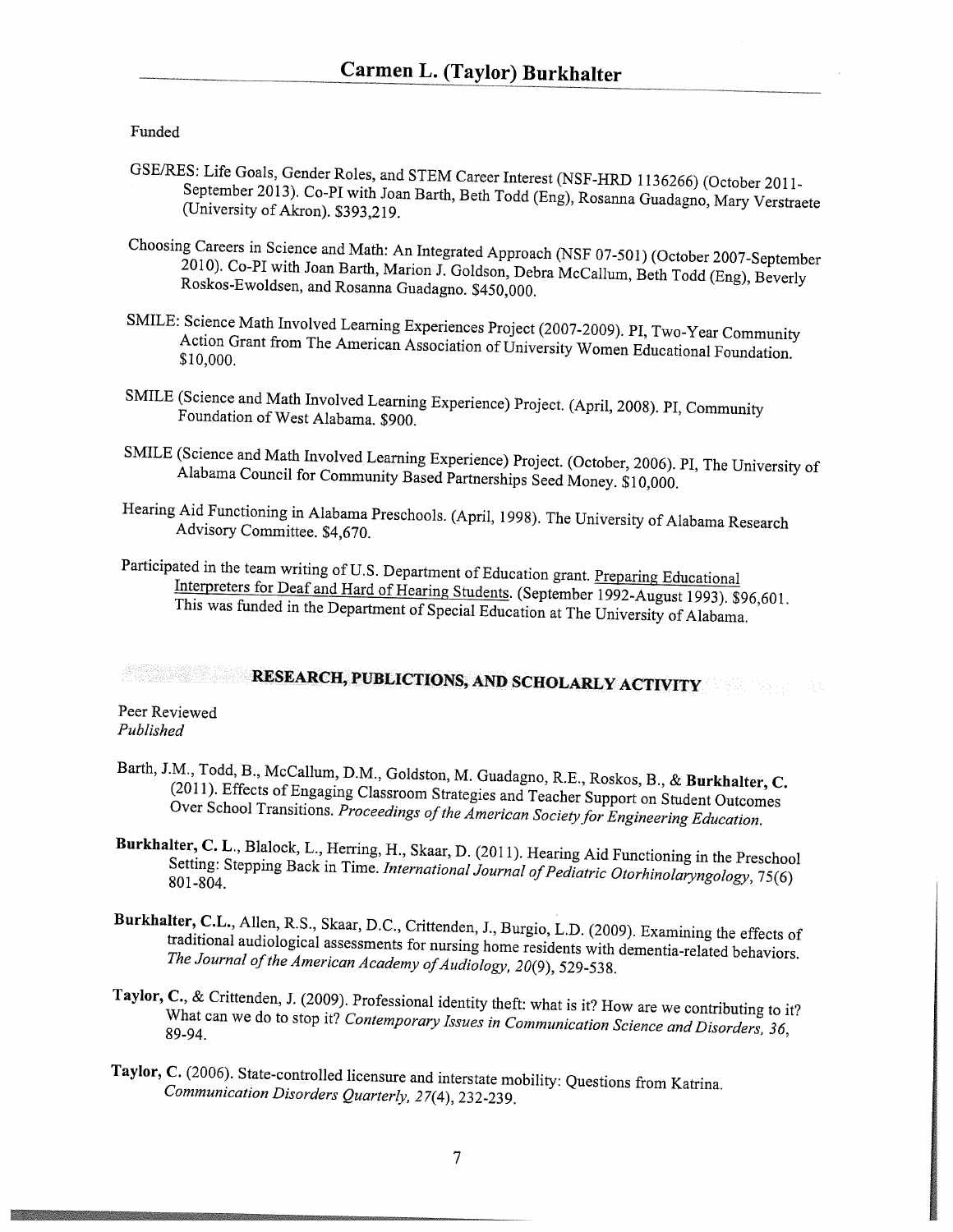Funded

GSE/RES: Life Goals, Gender Roles, and STEM Career Interest (NSF-HRD 1136266) (October 2011-September 2013). Co-PI with Joan Barth, Beth Todd (Eng), Rosanna Guadagno, Mary Verstraete (University of Akron). $393,219.

Choosing Careers in Science and Math: An Integrated Approach (NSF 07-501) (October 2007-September 2010). Co-PI with Joan Barth, Marion J. Goldson, Debra McCallum, Beth Todd (Eng), Beverly Roskos-Ewoldsen, and Rosanna Guadagno. $450,000.

SMILE: Science Math Involved Learning Experiences Project (2007-2009). PI, Two-Year Community Action Grant from The American Association of University Women Educational Foundation. $10,000.

SMILE (Science and Math Involved Learning Experience) Project. (April, 2008). PI, Community Foundation of West Alabama. $900.

SMILE (Science and Math Involved Learning Experience) Project. (October, 2006). PI, The University of Alabama Council for Community Based Partnerships Seed Money. $10,000.

Hearing Aid Functioning in Alabama Preschools. (April, 1998). The University of Alabama Research Advisory Committee. $4,670.

Participated in the team writing of U.S. Department of Education grant. Preparing Educational Interpreters for Deaf and Hard of Hearing Students. (September 1992-August 1993). $96,601. This was funded in the Department of Special Education at The University of Alabama.

## RESEARCH, PUBLICTIONS, AND SCHOLARLY ACTIVITY

Peer Reviewed

*Published*

Barth, J.M., Todd, B., McCallum, D.M., Goldston, M. Guadagno, R.E., Roskos, B., & **Burkhalter, C.** (2011). Effects of Engaging Classroom Strategies and Teacher Support on Student Outcomes Over School Transitions. *Proceedings of the American Society for Engineering Education.*

**Burkhalter, C. L.**, Blalock, L., Herring, H., Skaar, D. (2011). Hearing Aid Functioning in the Preschool Setting: Stepping Back in Time. *International Journal of Pediatric Otorhinolaryngology*, 75(6) 801-804.

**Burkhalter, C.L.**, Allen, R.S., Skaar, D.C., Crittenden, J., Burgio, L.D. (2009). Examining the effects of traditional audiological assessments for nursing home residents with dementia-related behaviors. *The Journal of the American Academy of Audiology, 20*(9), 529-538.

**Taylor, C.**, & Crittenden, J. (2009). Professional identity theft: what is it? How are we contributing to it? What can we do to stop it? *Contemporary Issues in Communication Science and Disorders, 36*, 89-94.

**Taylor, C.** (2006). State-controlled licensure and interstate mobility: Questions from Katrina. *Communication Disorders Quarterly, 27*(4), 232-239.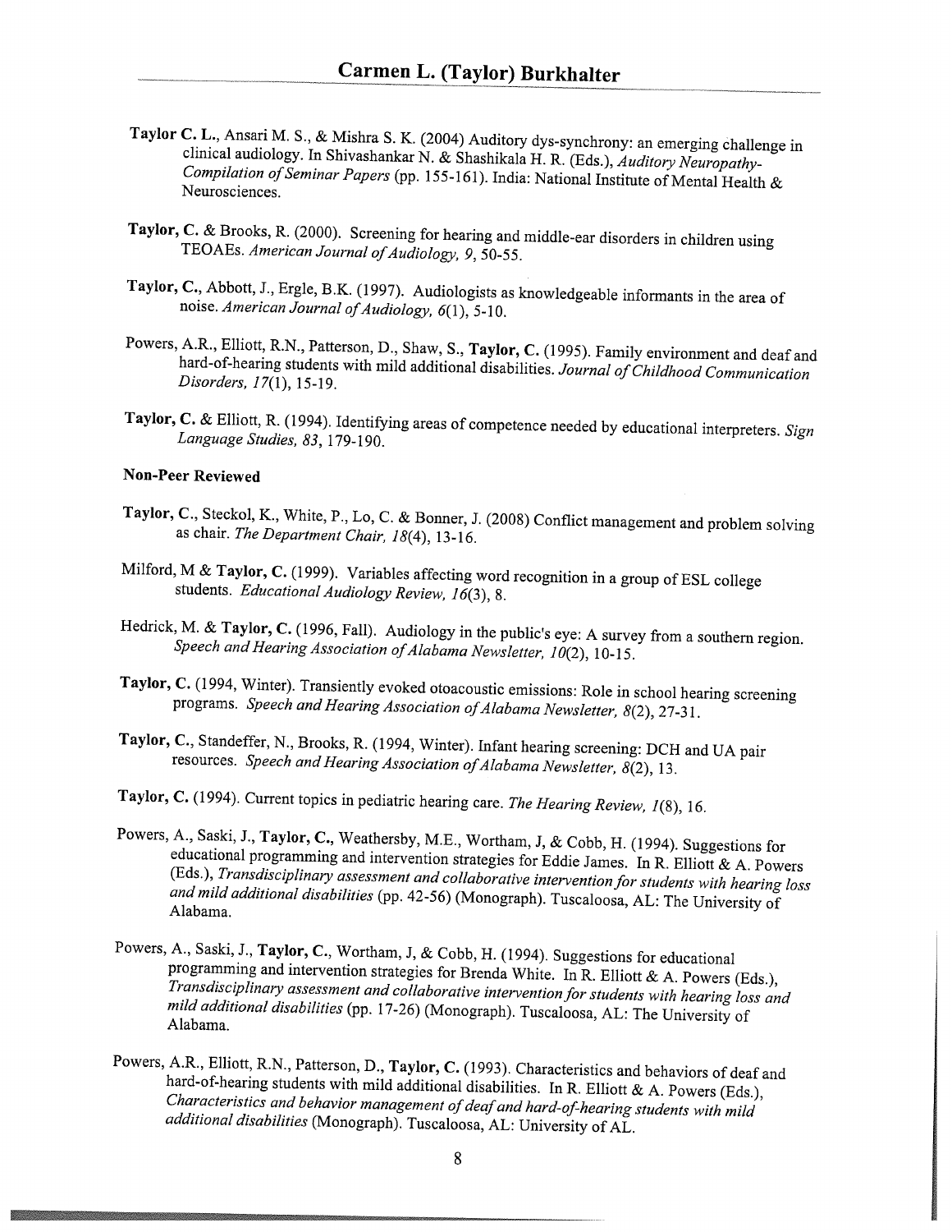**Taylor C. L.**, Ansari M. S., & Mishra S. K. (2004) Auditory dys-synchrony: an emerging challenge in clinical audiology. In Shivashankar N. & Shashikala H. R. (Eds.), *Auditory Neuropathy-Compilation of Seminar Papers* (pp. 155-161). India: National Institute of Mental Health & Neurosciences.

**Taylor, C.** & Brooks, R. (2000). Screening for hearing and middle-ear disorders in children using TEOAEs. *American Journal of Audiology, 9*, 50-55.

**Taylor, C.**, Abbott, J., Ergle, B.K. (1997). Audiologists as knowledgeable informants in the area of noise. *American Journal of Audiology, 6*(1), 5-10.

Powers, A.R., Elliott, R.N., Patterson, D., Shaw, S., **Taylor, C.** (1995). Family environment and deaf and hard-of-hearing students with mild additional disabilities. *Journal of Childhood Communication Disorders, 17*(1), 15-19.

**Taylor, C.** & Elliott, R. (1994). Identifying areas of competence needed by educational interpreters. *Sign Language Studies, 83*, 179-190.

**Non-Peer Reviewed**

**Taylor, C.**, Steckol, K., White, P., Lo, C. & Bonner, J. (2008) Conflict management and problem solving as chair. *The Department Chair, 18*(4), 13-16.

Milford, M & **Taylor, C.** (1999). Variables affecting word recognition in a group of ESL college students. *Educational Audiology Review, 16*(3), 8.

Hedrick, M. & **Taylor, C.** (1996, Fall). Audiology in the public's eye: A survey from a southern region. *Speech and Hearing Association of Alabama Newsletter, 10*(2), 10-15.

**Taylor, C.** (1994, Winter). Transiently evoked otoacoustic emissions: Role in school hearing screening programs. *Speech and Hearing Association of Alabama Newsletter, 8*(2), 27-31.

**Taylor, C.**, Standeffer, N., Brooks, R. (1994, Winter). Infant hearing screening: DCH and UA pair resources. *Speech and Hearing Association of Alabama Newsletter, 8*(2), 13.

**Taylor, C.** (1994). Current topics in pediatric hearing care. *The Hearing Review, 1*(8), 16.

Powers, A., Saski, J., **Taylor, C.**, Weathersby, M.E., Wortham, J, & Cobb, H. (1994). Suggestions for educational programming and intervention strategies for Eddie James. In R. Elliott & A. Powers (Eds.), *Transdisciplinary assessment and collaborative intervention for students with hearing loss and mild additional disabilities* (pp. 42-56) (Monograph). Tuscaloosa, AL: The University of Alabama.

Powers, A., Saski, J., **Taylor, C.**, Wortham, J, & Cobb, H. (1994). Suggestions for educational programming and intervention strategies for Brenda White. In R. Elliott & A. Powers (Eds.), *Transdisciplinary assessment and collaborative intervention for students with hearing loss and mild additional disabilities* (pp. 17-26) (Monograph). Tuscaloosa, AL: The University of Alabama.

Powers, A.R., Elliott, R.N., Patterson, D., **Taylor, C.** (1993). Characteristics and behaviors of deaf and hard-of-hearing students with mild additional disabilities. In R. Elliott & A. Powers (Eds.), *Characteristics and behavior management of deaf and hard-of-hearing students with mild additional disabilities* (Monograph). Tuscaloosa, AL: University of AL.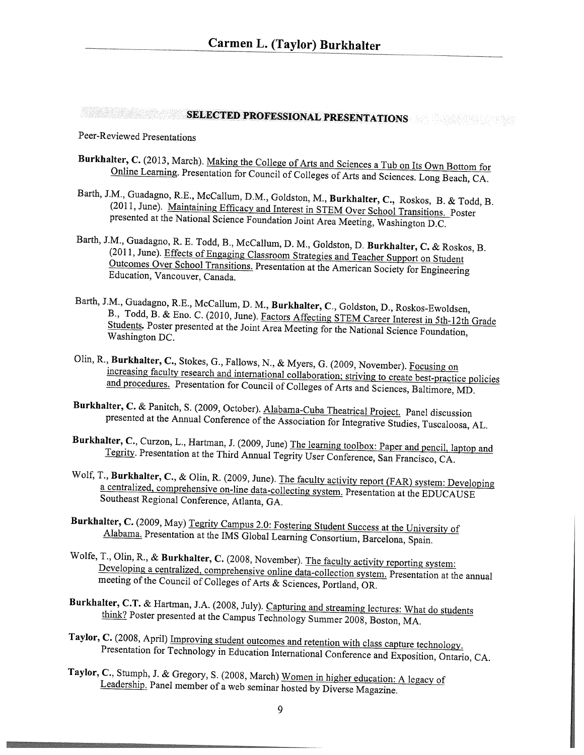## SELECTED PROFESSIONAL PRESENTATIONS

Peer-Reviewed Presentations

**Burkhalter, C.** (2013, March). Making the College of Arts and Sciences a Tub on Its Own Bottom for Online Learning. Presentation for Council of Colleges of Arts and Sciences. Long Beach, CA.

Barth, J.M., Guadagno, R.E., McCallum, D.M., Goldston, M., **Burkhalter, C.**, Roskos, B. & Todd, B. (2011, June). Maintaining Efficacy and Interest in STEM Over School Transitions. Poster presented at the National Science Foundation Joint Area Meeting, Washington D.C.

Barth, J.M., Guadagno, R. E. Todd, B., McCallum, D. M., Goldston, D. **Burkhalter, C.** & Roskos, B. (2011, June). Effects of Engaging Classroom Strategies and Teacher Support on Student Outcomes Over School Transitions. Presentation at the American Society for Engineering Education, Vancouver, Canada.

Barth, J.M., Guadagno, R.E., McCallum, D. M., **Burkhalter, C.**, Goldston, D., Roskos-Ewoldsen, B., Todd, B. & Eno. C. (2010, June). Factors Affecting STEM Career Interest in 5th-12th Grade Students. Poster presented at the Joint Area Meeting for the National Science Foundation, Washington DC.

Olin, R., **Burkhalter, C.**, Stokes, G., Fallows, N., & Myers, G. (2009, November). Focusing on increasing faculty research and international collaboration; striving to create best-practice policies and procedures. Presentation for Council of Colleges of Arts and Sciences, Baltimore, MD.

**Burkhalter, C.** & Panitch, S. (2009, October). Alabama-Cuba Theatrical Project. Panel discussion presented at the Annual Conference of the Association for Integrative Studies, Tuscaloosa, AL.

**Burkhalter, C.**, Curzon, L., Hartman, J. (2009, June) The learning toolbox: Paper and pencil, laptop and Tegrity. Presentation at the Third Annual Tegrity User Conference, San Francisco, CA.

Wolf, T., **Burkhalter, C.**, & Olin, R. (2009, June). The faculty activity report (FAR) system: Developing a centralized, comprehensive on-line data-collecting system. Presentation at the EDUCAUSE Southeast Regional Conference, Atlanta, GA.

**Burkhalter, C.** (2009, May) Tegrity Campus 2.0: Fostering Student Success at the University of Alabama. Presentation at the IMS Global Learning Consortium, Barcelona, Spain.

Wolfe, T., Olin, R., & **Burkhalter, C.** (2008, November). The faculty activity reporting system: Developing a centralized, comprehensive online data-collection system. Presentation at the annual meeting of the Council of Colleges of Arts & Sciences, Portland, OR.

**Burkhalter, C.T.** & Hartman, J.A. (2008, July). Capturing and streaming lectures: What do students think? Poster presented at the Campus Technology Summer 2008, Boston, MA.

**Taylor, C.** (2008, April) Improving student outcomes and retention with class capture technology. Presentation for Technology in Education International Conference and Exposition, Ontario, CA.

**Taylor, C.**, Stumph, J. & Gregory, S. (2008, March) Women in higher education: A legacy of Leadership. Panel member of a web seminar hosted by Diverse Magazine.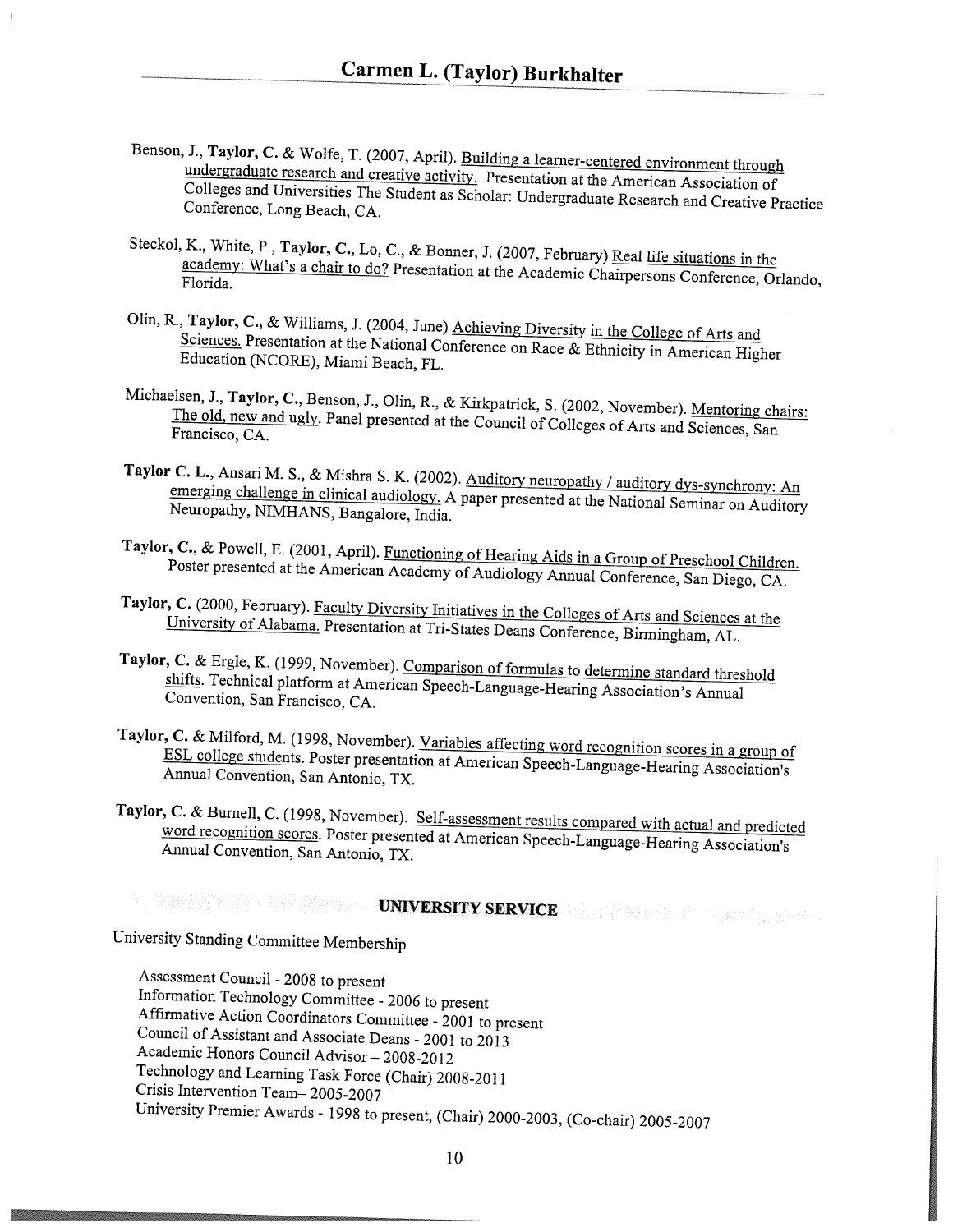Benson, J., **Taylor, C.** & Wolfe, T. (2007, April). Building a learner-centered environment through undergraduate research and creative activity. Presentation at the American Association of Colleges and Universities The Student as Scholar: Undergraduate Research and Creative Practice Conference, Long Beach, CA.

Steckol, K., White, P., **Taylor, C.**, Lo, C., & Bonner, J. (2007, February) Real life situations in the academy: What's a chair to do? Presentation at the Academic Chairpersons Conference, Orlando, Florida.

Olin, R., **Taylor, C.**, & Williams, J. (2004, June) Achieving Diversity in the College of Arts and Sciences. Presentation at the National Conference on Race & Ethnicity in American Higher Education (NCORE), Miami Beach, FL.

Michaelsen, J., **Taylor, C.**, Benson, J., Olin, R., & Kirkpatrick, S. (2002, November). Mentoring chairs: The old, new and ugly. Panel presented at the Council of Colleges of Arts and Sciences, San Francisco, CA.

**Taylor C. L.**, Ansari M. S., & Mishra S. K. (2002). Auditory neuropathy / auditory dys-synchrony: An emerging challenge in clinical audiology. A paper presented at the National Seminar on Auditory Neuropathy, NIMHANS, Bangalore, India.

**Taylor, C.**, & Powell, E. (2001, April). Functioning of Hearing Aids in a Group of Preschool Children. Poster presented at the American Academy of Audiology Annual Conference, San Diego, CA.

**Taylor, C.** (2000, February). Faculty Diversity Initiatives in the Colleges of Arts and Sciences at the University of Alabama. Presentation at Tri-States Deans Conference, Birmingham, AL.

**Taylor, C.** & Ergle, K. (1999, November). Comparison of formulas to determine standard threshold shifts. Technical platform at American Speech-Language-Hearing Association's Annual Convention, San Francisco, CA.

**Taylor, C.** & Milford, M. (1998, November). Variables affecting word recognition scores in a group of ESL college students. Poster presentation at American Speech-Language-Hearing Association's Annual Convention, San Antonio, TX.

**Taylor, C.** & Burnell, C. (1998, November). Self-assessment results compared with actual and predicted word recognition scores. Poster presented at American Speech-Language-Hearing Association's Annual Convention, San Antonio, TX.

## UNIVERSITY SERVICE

University Standing Committee Membership

- Assessment Council - 2008 to present
- Information Technology Committee - 2006 to present
- Affirmative Action Coordinators Committee - 2001 to present
- Council of Assistant and Associate Deans - 2001 to 2013
- Academic Honors Council Advisor – 2008-2012
- Technology and Learning Task Force (Chair) 2008-2011
- Crisis Intervention Team– 2005-2007
- University Premier Awards - 1998 to present, (Chair) 2000-2003, (Co-chair) 2005-2007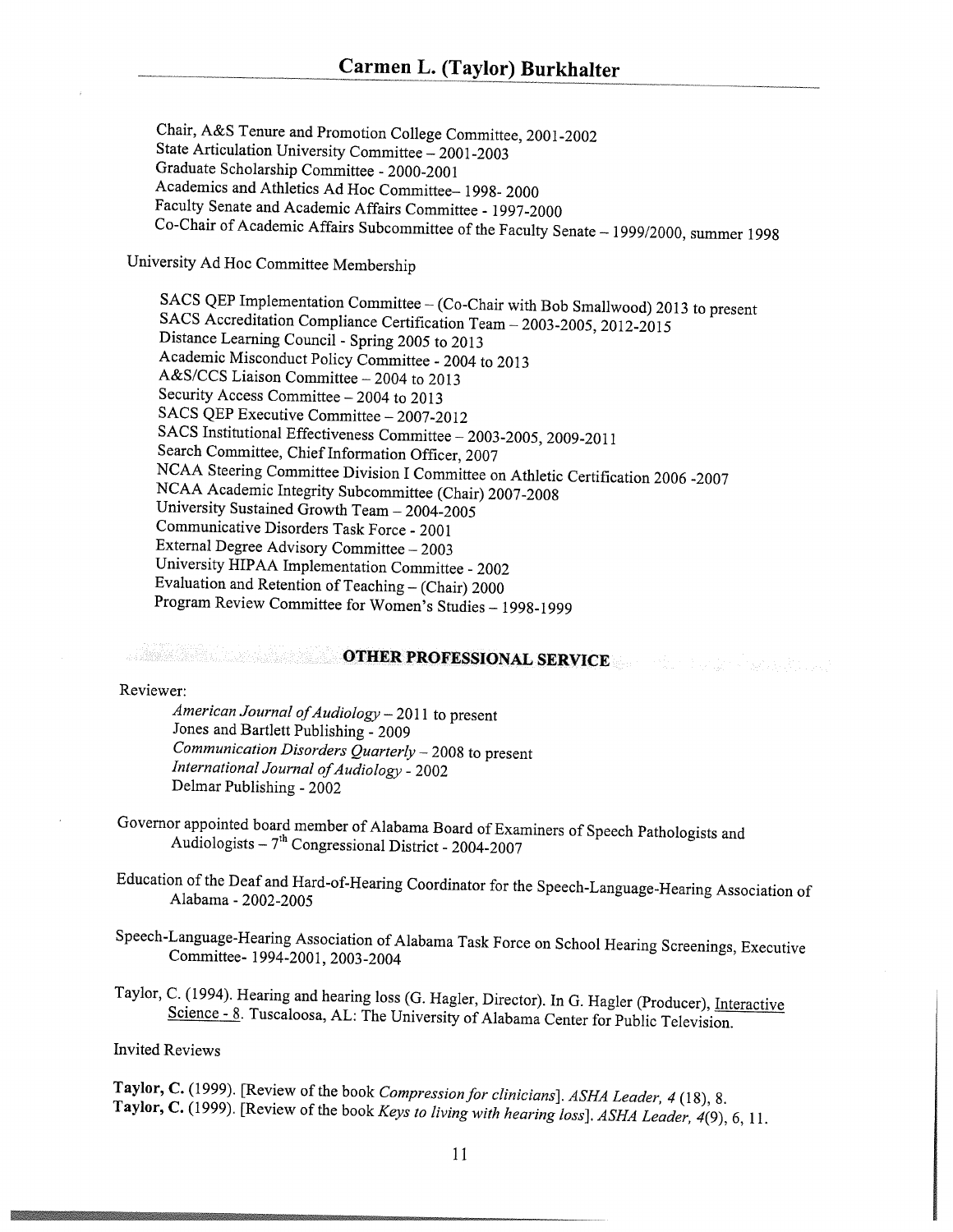Chair, A&S Tenure and Promotion College Committee, 2001-2002
State Articulation University Committee – 2001-2003
Graduate Scholarship Committee - 2000-2001
Academics and Athletics Ad Hoc Committee– 1998- 2000
Faculty Senate and Academic Affairs Committee - 1997-2000
Co-Chair of Academic Affairs Subcommittee of the Faculty Senate – 1999/2000, summer 1998

University Ad Hoc Committee Membership

SACS QEP Implementation Committee – (Co-Chair with Bob Smallwood) 2013 to present
SACS Accreditation Compliance Certification Team – 2003-2005, 2012-2015
Distance Learning Council - Spring 2005 to 2013
Academic Misconduct Policy Committee - 2004 to 2013
A&S/CCS Liaison Committee – 2004 to 2013
Security Access Committee – 2004 to 2013
SACS QEP Executive Committee – 2007-2012
SACS Institutional Effectiveness Committee – 2003-2005, 2009-2011
Search Committee, Chief Information Officer, 2007
NCAA Steering Committee Division I Committee on Athletic Certification 2006 -2007
NCAA Academic Integrity Subcommittee (Chair) 2007-2008
University Sustained Growth Team – 2004-2005
Communicative Disorders Task Force - 2001
External Degree Advisory Committee – 2003
University HIPAA Implementation Committee - 2002
Evaluation and Retention of Teaching – (Chair) 2000
Program Review Committee for Women's Studies – 1998-1999

## OTHER PROFESSIONAL SERVICE

Reviewer:

*American Journal of Audiology* – 2011 to present
Jones and Bartlett Publishing - 2009
*Communication Disorders Quarterly* – 2008 to present
*International Journal of Audiology* - 2002
Delmar Publishing - 2002

Governor appointed board member of Alabama Board of Examiners of Speech Pathologists and Audiologists – 7th Congressional District - 2004-2007

Education of the Deaf and Hard-of-Hearing Coordinator for the Speech-Language-Hearing Association of Alabama - 2002-2005

Speech-Language-Hearing Association of Alabama Task Force on School Hearing Screenings, Executive Committee- 1994-2001, 2003-2004

Taylor, C. (1994). Hearing and hearing loss (G. Hagler, Director). In G. Hagler (Producer), Interactive Science - 8. Tuscaloosa, AL: The University of Alabama Center for Public Television.

Invited Reviews

**Taylor, C.** (1999). [Review of the book *Compression for clinicians*]. *ASHA Leader, 4* (18), 8.
**Taylor, C.** (1999). [Review of the book *Keys to living with hearing loss*]. *ASHA Leader, 4*(9), 6, 11.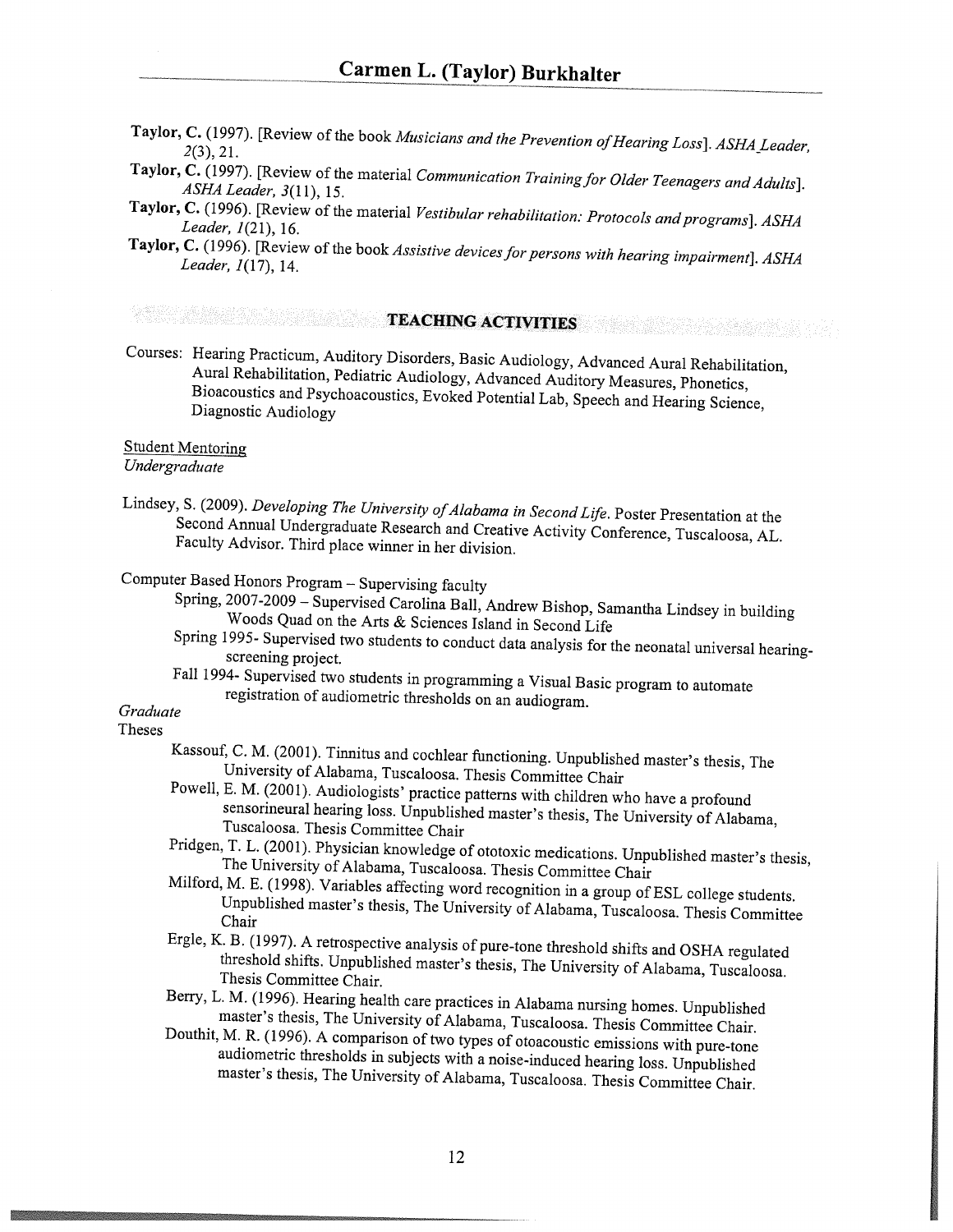**Taylor, C.** (1997). [Review of the book *Musicians and the Prevention of Hearing Loss*]. *ASHA Leader, 2*(3), 21.

**Taylor, C.** (1997). [Review of the material *Communication Training for Older Teenagers and Adults*]. *ASHA Leader, 3*(11), 15.

**Taylor, C.** (1996). [Review of the material *Vestibular rehabilitation: Protocols and programs*]. *ASHA Leader, 1*(21), 16.

**Taylor, C.** (1996). [Review of the book *Assistive devices for persons with hearing impairment*]. *ASHA Leader, 1*(17), 14.

## TEACHING ACTIVITIES

Courses: Hearing Practicum, Auditory Disorders, Basic Audiology, Advanced Aural Rehabilitation, Aural Rehabilitation, Pediatric Audiology, Advanced Auditory Measures, Phonetics, Bioacoustics and Psychoacoustics, Evoked Potential Lab, Speech and Hearing Science, Diagnostic Audiology

Student Mentoring

*Undergraduate*

Lindsey, S. (2009). *Developing The University of Alabama in Second Life*. Poster Presentation at the Second Annual Undergraduate Research and Creative Activity Conference, Tuscaloosa, AL. Faculty Advisor. Third place winner in her division.

Computer Based Honors Program – Supervising faculty

- Spring, 2007-2009 – Supervised Carolina Ball, Andrew Bishop, Samantha Lindsey in building Woods Quad on the Arts & Sciences Island in Second Life
- Spring 1995- Supervised two students to conduct data analysis for the neonatal universal hearing-screening project.
- Fall 1994- Supervised two students in programming a Visual Basic program to automate registration of audiometric thresholds on an audiogram.

*Graduate*

Theses

- Kassouf, C. M. (2001). Tinnitus and cochlear functioning. Unpublished master's thesis, The University of Alabama, Tuscaloosa. Thesis Committee Chair
- Powell, E. M. (2001). Audiologists' practice patterns with children who have a profound sensorineural hearing loss. Unpublished master's thesis, The University of Alabama, Tuscaloosa. Thesis Committee Chair
- Pridgen, T. L. (2001). Physician knowledge of ototoxic medications. Unpublished master's thesis, The University of Alabama, Tuscaloosa. Thesis Committee Chair
- Milford, M. E. (1998). Variables affecting word recognition in a group of ESL college students. Unpublished master's thesis, The University of Alabama, Tuscaloosa. Thesis Committee Chair
- Ergle, K. B. (1997). A retrospective analysis of pure-tone threshold shifts and OSHA regulated threshold shifts. Unpublished master's thesis, The University of Alabama, Tuscaloosa. Thesis Committee Chair.
- Berry, L. M. (1996). Hearing health care practices in Alabama nursing homes. Unpublished master's thesis, The University of Alabama, Tuscaloosa. Thesis Committee Chair.
- Douthit, M. R. (1996). A comparison of two types of otoacoustic emissions with pure-tone audiometric thresholds in subjects with a noise-induced hearing loss. Unpublished master's thesis, The University of Alabama, Tuscaloosa. Thesis Committee Chair.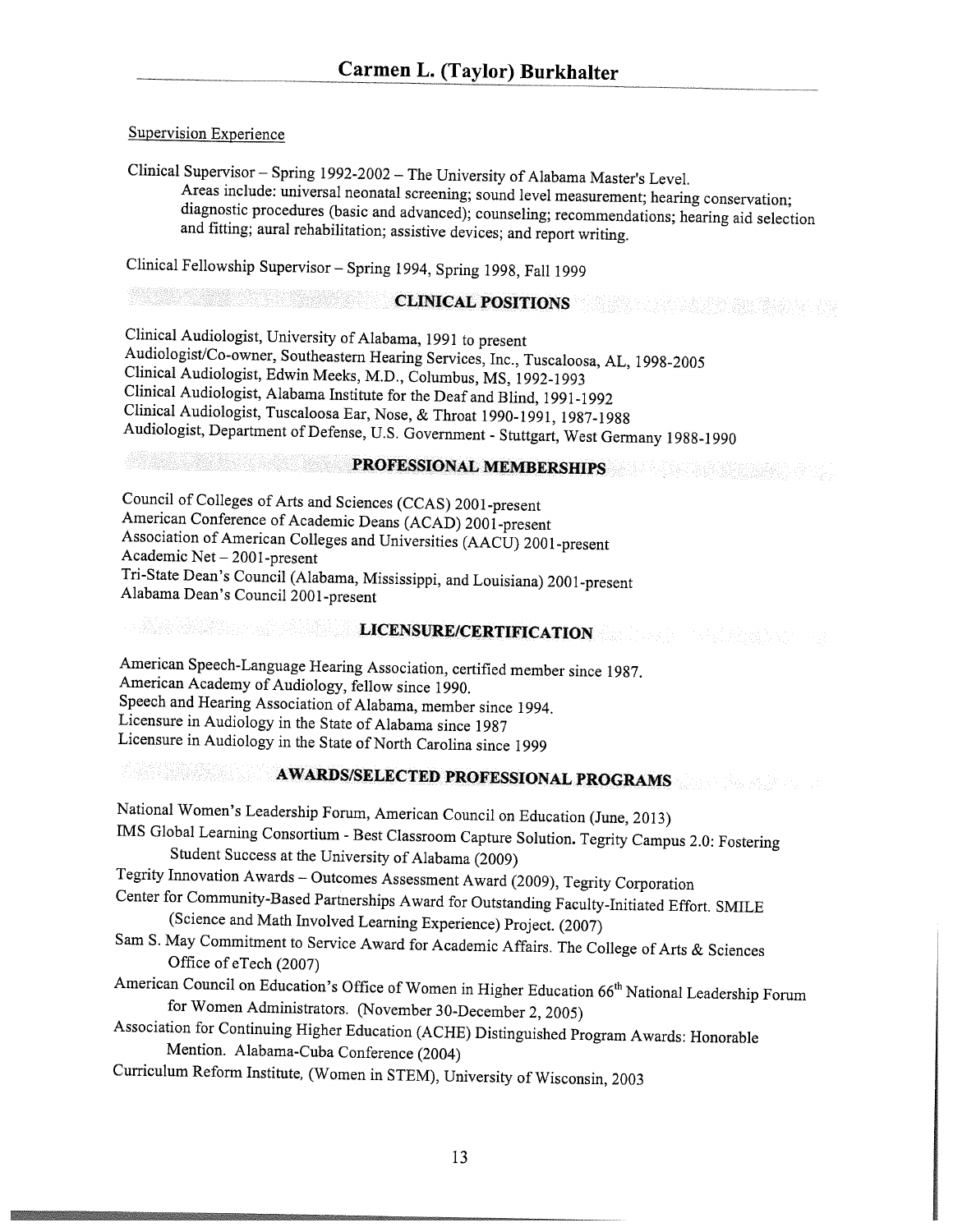Supervision Experience

Clinical Supervisor – Spring 1992-2002 – The University of Alabama Master's Level.
Areas include: universal neonatal screening; sound level measurement; hearing conservation; diagnostic procedures (basic and advanced); counseling; recommendations; hearing aid selection and fitting; aural rehabilitation; assistive devices; and report writing.

Clinical Fellowship Supervisor – Spring 1994, Spring 1998, Fall 1999

## CLINICAL POSITIONS

Clinical Audiologist, University of Alabama, 1991 to present
Audiologist/Co-owner, Southeastern Hearing Services, Inc., Tuscaloosa, AL, 1998-2005
Clinical Audiologist, Edwin Meeks, M.D., Columbus, MS, 1992-1993
Clinical Audiologist, Alabama Institute for the Deaf and Blind, 1991-1992
Clinical Audiologist, Tuscaloosa Ear, Nose, & Throat 1990-1991, 1987-1988
Audiologist, Department of Defense, U.S. Government - Stuttgart, West Germany 1988-1990

## PROFESSIONAL MEMBERSHIPS

Council of Colleges of Arts and Sciences (CCAS) 2001-present
American Conference of Academic Deans (ACAD) 2001-present
Association of American Colleges and Universities (AACU) 2001-present
Academic Net – 2001-present
Tri-State Dean's Council (Alabama, Mississippi, and Louisiana) 2001-present
Alabama Dean's Council 2001-present

## LICENSURE/CERTIFICATION

American Speech-Language Hearing Association, certified member since 1987.
American Academy of Audiology, fellow since 1990.
Speech and Hearing Association of Alabama, member since 1994.
Licensure in Audiology in the State of Alabama since 1987
Licensure in Audiology in the State of North Carolina since 1999

## AWARDS/SELECTED PROFESSIONAL PROGRAMS

National Women's Leadership Forum, American Council on Education (June, 2013)
IMS Global Learning Consortium - Best Classroom Capture Solution. Tegrity Campus 2.0: Fostering Student Success at the University of Alabama (2009)
Tegrity Innovation Awards – Outcomes Assessment Award (2009), Tegrity Corporation
Center for Community-Based Partnerships Award for Outstanding Faculty-Initiated Effort. SMILE (Science and Math Involved Learning Experience) Project. (2007)
Sam S. May Commitment to Service Award for Academic Affairs. The College of Arts & Sciences Office of eTech (2007)
American Council on Education's Office of Women in Higher Education 66th National Leadership Forum for Women Administrators. (November 30-December 2, 2005)
Association for Continuing Higher Education (ACHE) Distinguished Program Awards: Honorable Mention. Alabama-Cuba Conference (2004)
Curriculum Reform Institute, (Women in STEM), University of Wisconsin, 2003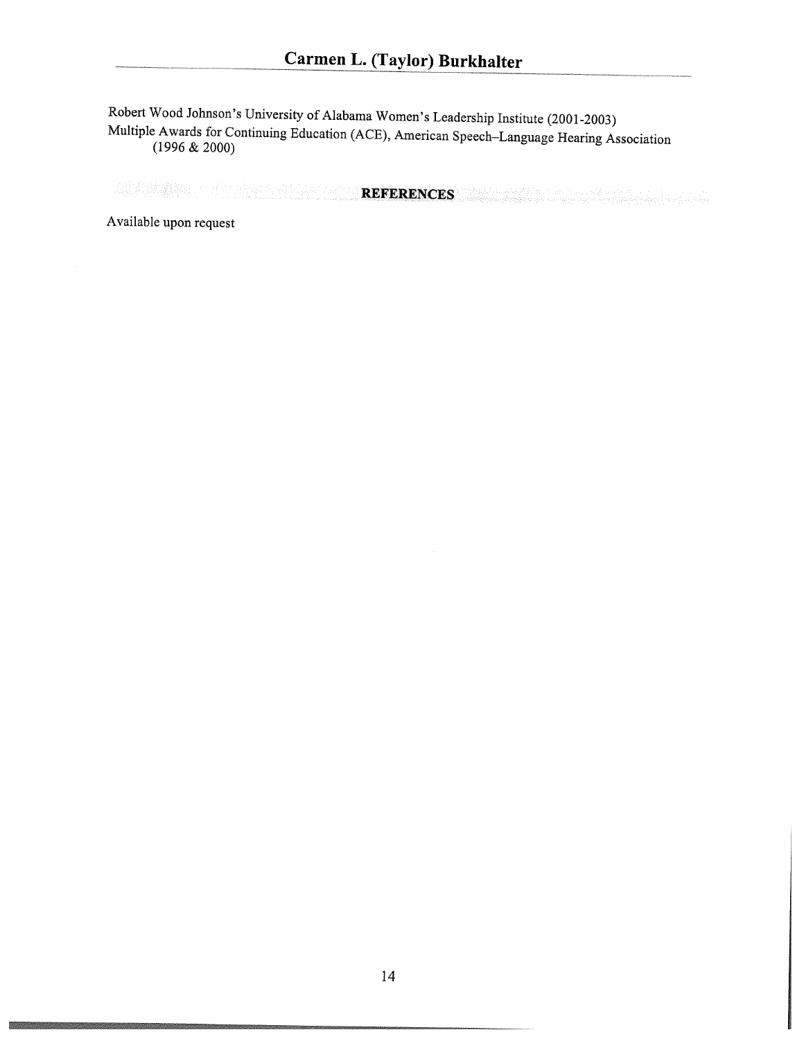Robert Wood Johnson's University of Alabama Women's Leadership Institute (2001-2003)

Multiple Awards for Continuing Education (ACE), American Speech–Language Hearing Association (1996 & 2000)

## REFERENCES

Available upon request